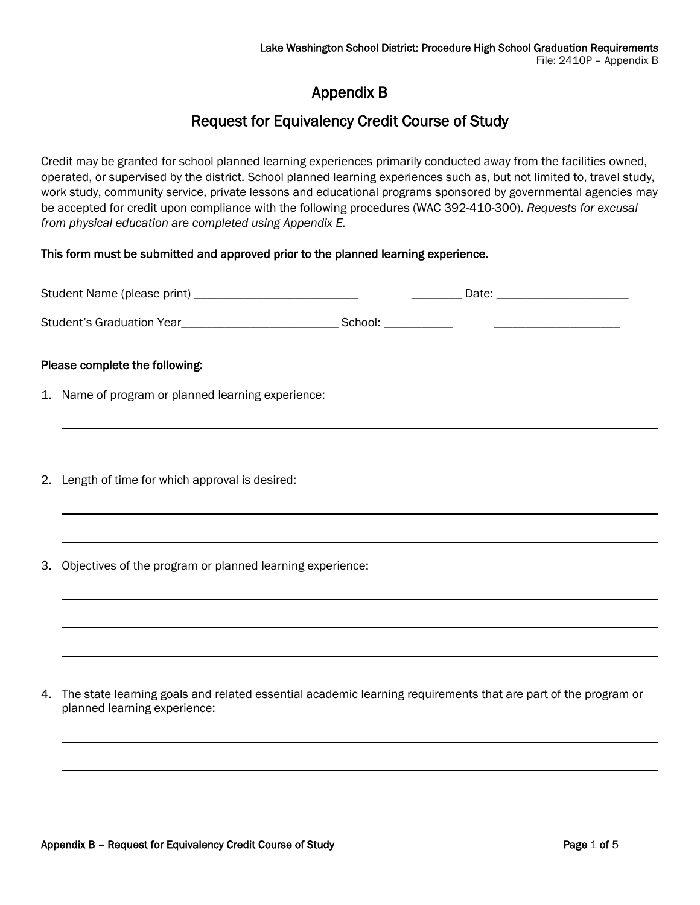# Appendix B

## Request for Equivalency Credit Course of Study

Credit may be granted for school planned learning experiences primarily conducted away from the facilities owned, operated, or supervised by the district. School planned learning experiences such as, but not limited to, travel study, work study, community service, private lessons and educational programs sponsored by governmental agencies may be accepted for credit upon compliance with the following procedures (WAC 392-410-300). *Requests for excusal from physical education are completed using Appendix E.*

**This form must be submitted and approved prior to the planned learning experience.**

Student Name (please print) ____________________________________________ Date: _____________________

Student's Graduation Year__________________________ School: ________________________________________

**Please complete the following:**

1. Name of program or planned learning experience:

_______________________________________________________________________________

_______________________________________________________________________________

2. Length of time for which approval is desired:

_______________________________________________________________________________

_______________________________________________________________________________

3. Objectives of the program or planned learning experience:

_______________________________________________________________________________

_______________________________________________________________________________

_______________________________________________________________________________

4. The state learning goals and related essential academic learning requirements that are part of the program or planned learning experience:

_______________________________________________________________________________

_______________________________________________________________________________

_______________________________________________________________________________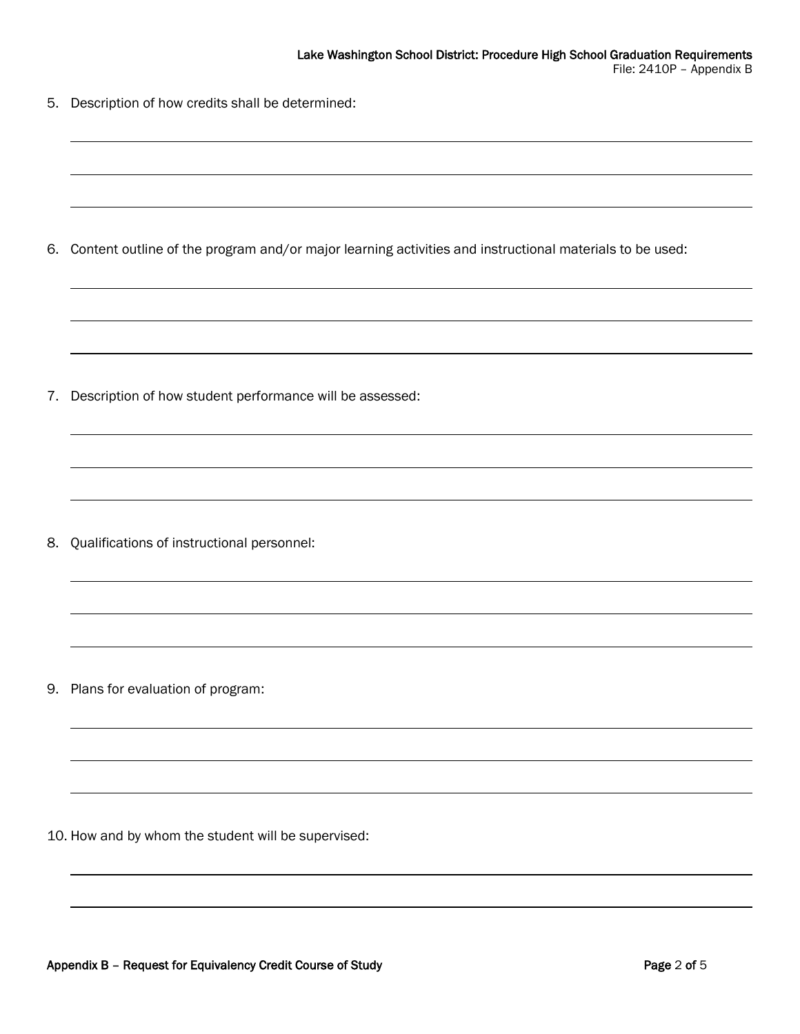5. Description of how credits shall be determined:

6. Content outline of the program and/or major learning activities and instructional materials to be used:

7. Description of how student performance will be assessed:

8. Qualifications of instructional personnel:

9. Plans for evaluation of program:

10. How and by whom the student will be supervised: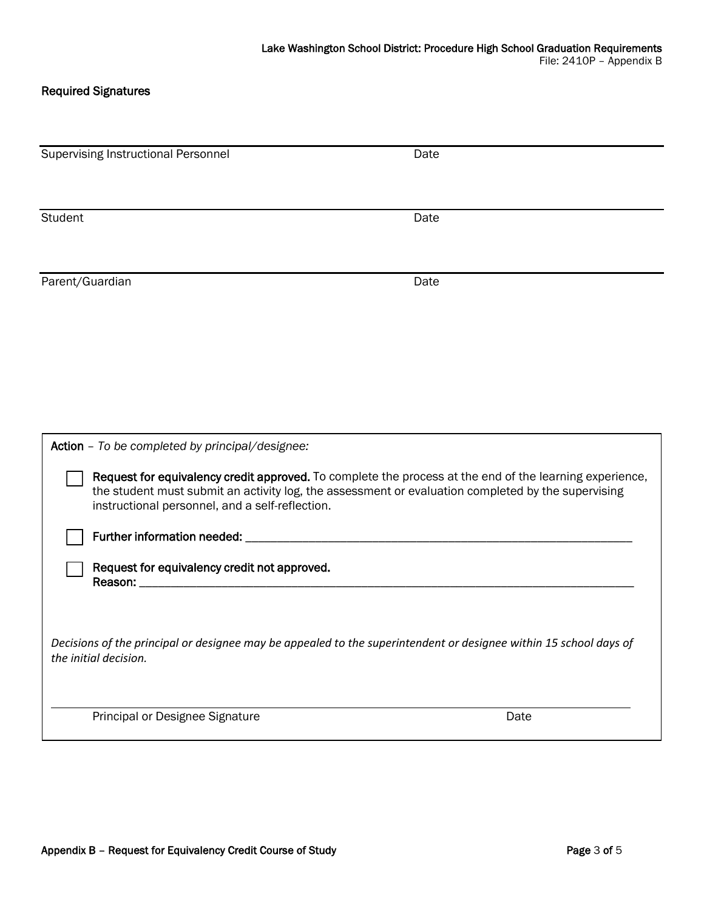### Required Signatures

\_\_\_\_\_\_\_\_\_\_\_\_\_\_\_\_\_\_\_\_\_\_\_\_\_\_\_\_\_\_\_\_\_\_\_\_\_\_\_\_\_\_\_\_\_\_\_\_

Supervising Instructional Personnel                                        Date

\_\_\_\_\_\_\_\_\_\_\_\_\_\_\_\_\_\_\_\_\_\_\_\_\_\_\_\_\_\_\_\_\_\_\_\_\_\_\_\_\_\_\_\_\_\_\_\_

Student                                        Date

\_\_\_\_\_\_\_\_\_\_\_\_\_\_\_\_\_\_\_\_\_\_\_\_\_\_\_\_\_\_\_\_\_\_\_\_\_\_\_\_\_\_\_\_\_\_\_\_

Parent/Guardian                                        Date

---

**Action** – *To be completed by principal/designee:*

- ☐ **Request for equivalency credit approved.** To complete the process at the end of the learning experience, the student must submit an activity log, the assessment or evaluation completed by the supervising instructional personnel, and a self-reflection.
- ☐ **Further information needed:** \_\_\_\_\_\_\_\_\_\_\_\_\_\_\_\_\_\_\_\_\_\_\_\_\_\_\_\_\_\_\_\_\_\_\_\_\_\_\_\_
- ☐ **Request for equivalency credit not approved.**
  **Reason:** \_\_\_\_\_\_\_\_\_\_\_\_\_\_\_\_\_\_\_\_\_\_\_\_\_\_\_\_\_\_\_\_\_\_\_\_\_\_\_\_\_\_\_\_\_\_

*Decisions of the principal or designee may be appealed to the superintendent or designee within 15 school days of the initial decision.*

\_\_\_\_\_\_\_\_\_\_\_\_\_\_\_\_\_\_\_\_\_\_\_\_\_\_\_\_\_\_\_\_\_\_\_\_\_\_\_\_\_\_\_\_\_\_\_\_

Principal or Designee Signature                                        Date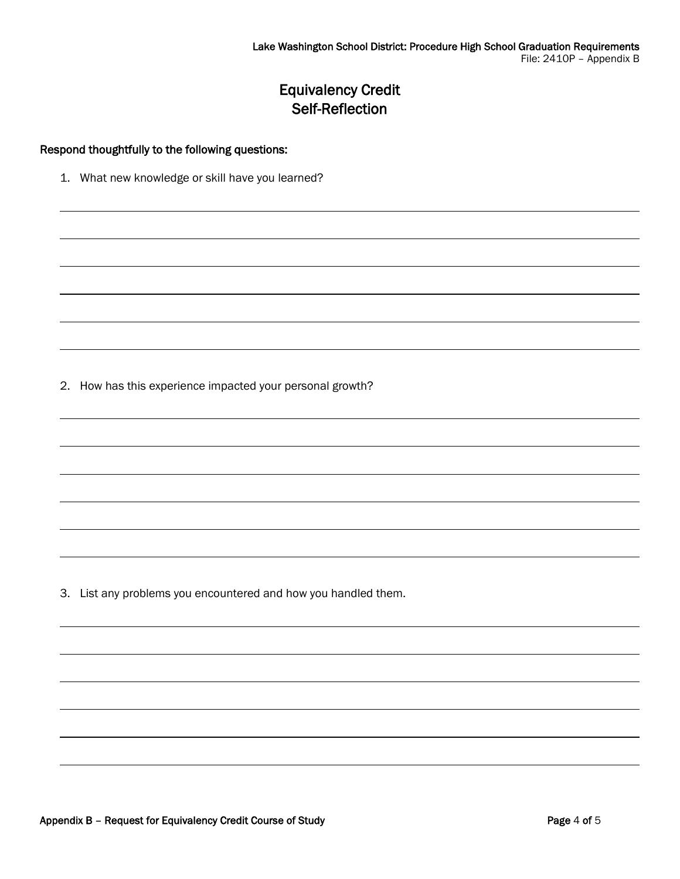# Equivalency Credit
# Self-Reflection

**Respond thoughtfully to the following questions:**

1. What new knowledge or skill have you learned?

2. How has this experience impacted your personal growth?

3. List any problems you encountered and how you handled them.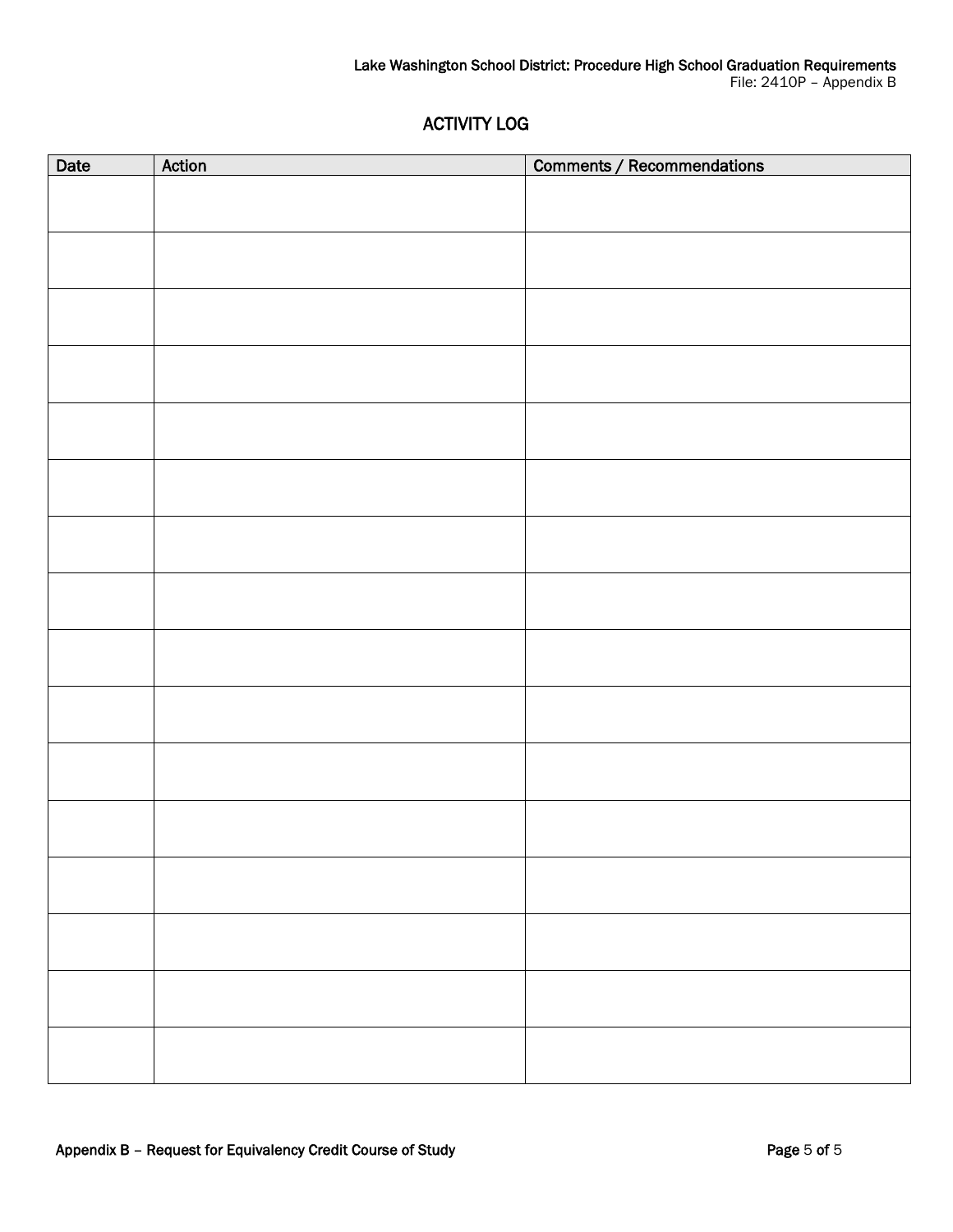## ACTIVITY LOG

| Date | Action | Comments / Recommendations |
|---|---|---|
| | | |
| | | |
| | | |
| | | |
| | | |
| | | |
| | | |
| | | |
| | | |
| | | |
| | | |
| | | |
| | | |
| | | |
| | | |
| | | |